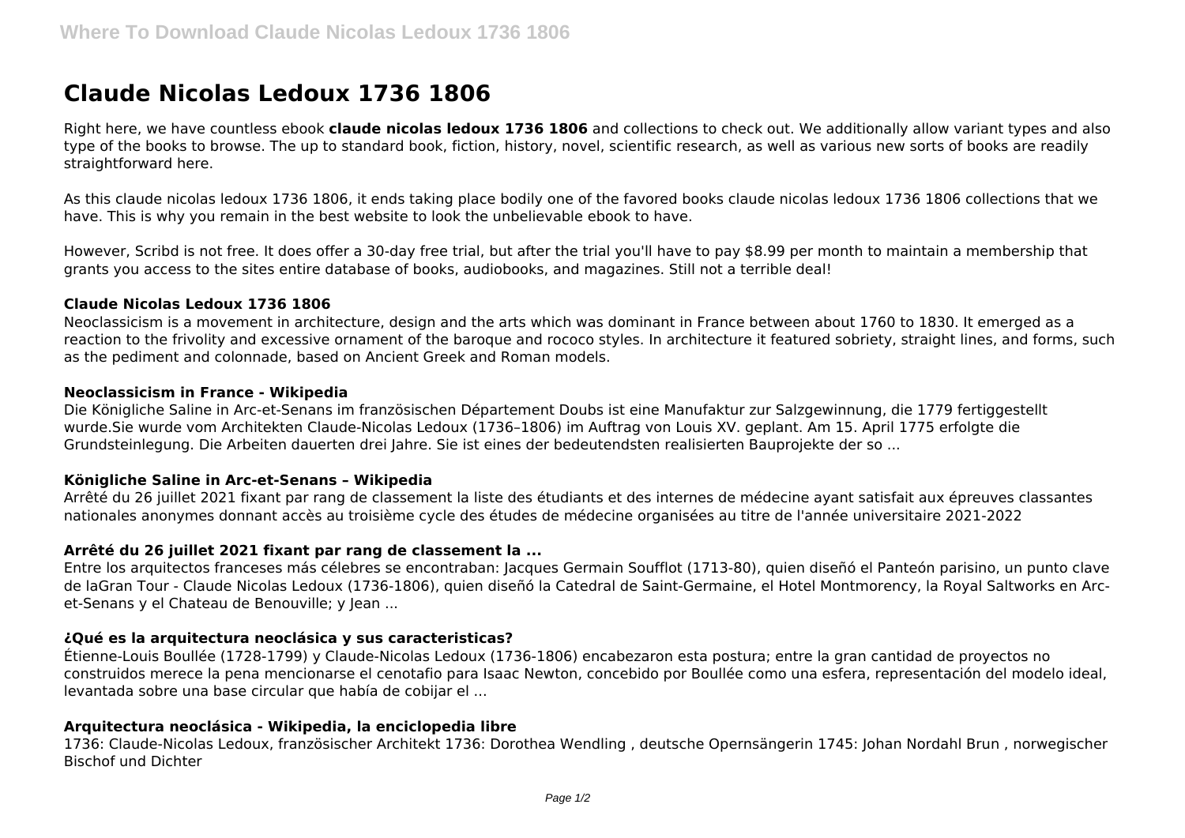# Claude Nicolas Ledoux 1736 1806

Right here, we have countless ebook **claude nicolas ledoux 1736 1806** and collections to check out. We additionally allow variant types and also type of the books to browse. The up to standard book, fiction, history, novel, scientific research, as well as various new sorts of books are readily straightforward here.

As this claude nicolas ledoux 1736 1806, it ends taking place bodily one of the favored books claude nicolas ledoux 1736 1806 collections that we have. This is why you remain in the best website to look the unbelievable ebook to have.

However, Scribd is not free. It does offer a 30-day free trial, but after the trial you'll have to pay $8.99 per month to maintain a membership that grants you access to the sites entire database of books, audiobooks, and magazines. Still not a terrible deal!

### Claude Nicolas Ledoux 1736 1806

Neoclassicism is a movement in architecture, design and the arts which was dominant in France between about 1760 to 1830. It emerged as a reaction to the frivolity and excessive ornament of the baroque and rococo styles. In architecture it featured sobriety, straight lines, and forms, such as the pediment and colonnade, based on Ancient Greek and Roman models.

### Neoclassicism in France - Wikipedia

Die Königliche Saline in Arc-et-Senans im französischen Département Doubs ist eine Manufaktur zur Salzgewinnung, die 1779 fertiggestellt wurde.Sie wurde vom Architekten Claude-Nicolas Ledoux (1736–1806) im Auftrag von Louis XV. geplant. Am 15. April 1775 erfolgte die Grundsteinlegung. Die Arbeiten dauerten drei Jahre. Sie ist eines der bedeutendsten realisierten Bauprojekte der so ...

### Königliche Saline in Arc-et-Senans – Wikipedia

Arrêté du 26 juillet 2021 fixant par rang de classement la liste des étudiants et des internes de médecine ayant satisfait aux épreuves classantes nationales anonymes donnant accès au troisième cycle des études de médecine organisées au titre de l'année universitaire 2021-2022

### Arrêté du 26 juillet 2021 fixant par rang de classement la ...

Entre los arquitectos franceses más célebres se encontraban: Jacques Germain Soufflot (1713-80), quien diseñó el Panteón parisino, un punto clave de laGran Tour - Claude Nicolas Ledoux (1736-1806), quien diseñó la Catedral de Saint-Germaine, el Hotel Montmorency, la Royal Saltworks en Arc-et-Senans y el Chateau de Benouville; y Jean ...

### ¿Qué es la arquitectura neoclásica y sus caracteristicas?

Étienne-Louis Boullée (1728-1799) y Claude-Nicolas Ledoux (1736-1806) encabezaron esta postura; entre la gran cantidad de proyectos no construidos merece la pena mencionarse el cenotafio para Isaac Newton, concebido por Boullée como una esfera, representación del modelo ideal, levantada sobre una base circular que había de cobijar el ...

### Arquitectura neoclásica - Wikipedia, la enciclopedia libre

1736: Claude-Nicolas Ledoux, französischer Architekt 1736: Dorothea Wendling , deutsche Opernsängerin 1745: Johan Nordahl Brun , norwegischer Bischof und Dichter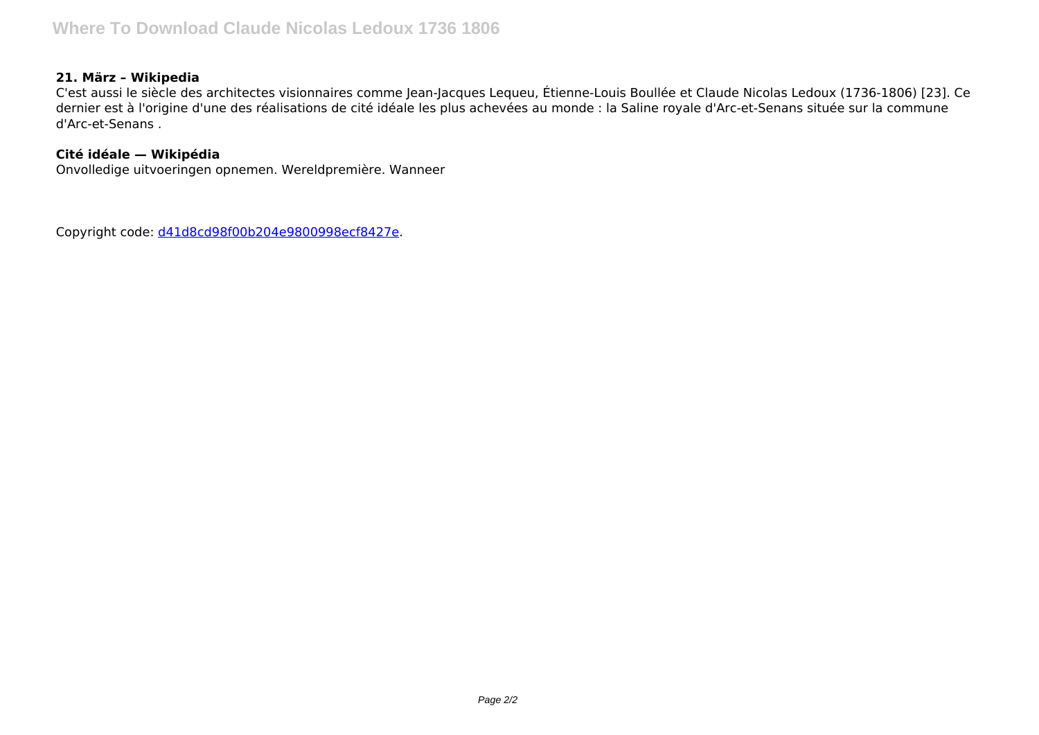### 21. März – Wikipedia

C'est aussi le siècle des architectes visionnaires comme Jean-Jacques Lequeu, Étienne-Louis Boullée et Claude Nicolas Ledoux (1736-1806) [23]. Ce dernier est à l'origine d'une des réalisations de cité idéale les plus achevées au monde : la Saline royale d'Arc-et-Senans située sur la commune d'Arc-et-Senans .

### Cité idéale — Wikipédia

Onvolledige uitvoeringen opnemen. Wereldpremière. Wanneer

Copyright code: d41d8cd98f00b204e9800998ecf8427e.